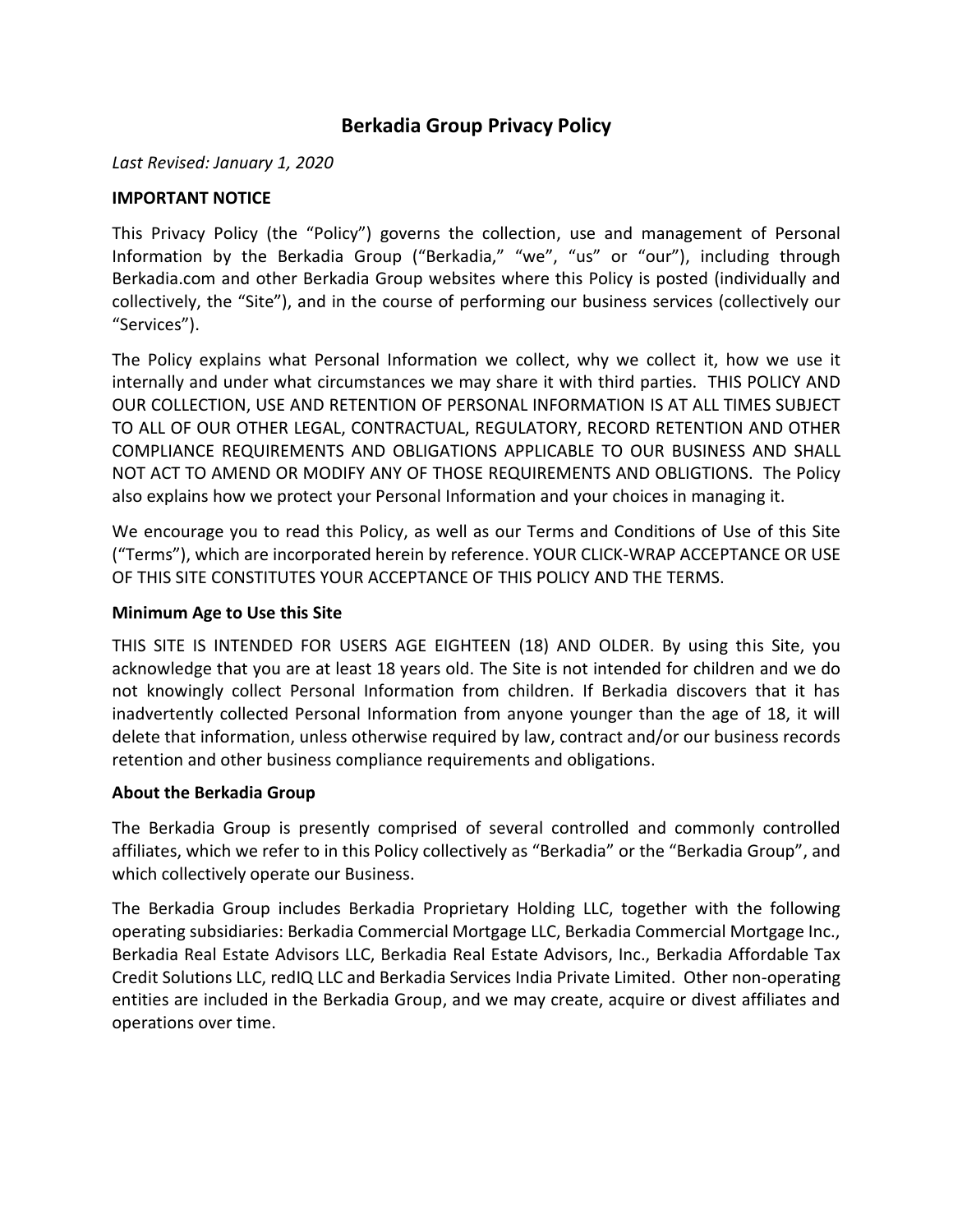# Berkadia Group Privacy Policy

*Last Revised: January 1, 2020*

**IMPORTANT NOTICE**

This Privacy Policy (the "Policy") governs the collection, use and management of Personal Information by the Berkadia Group ("Berkadia," "we", "us" or "our"), including through Berkadia.com and other Berkadia Group websites where this Policy is posted (individually and collectively, the "Site"), and in the course of performing our business services (collectively our "Services").

The Policy explains what Personal Information we collect, why we collect it, how we use it internally and under what circumstances we may share it with third parties. THIS POLICY AND OUR COLLECTION, USE AND RETENTION OF PERSONAL INFORMATION IS AT ALL TIMES SUBJECT TO ALL OF OUR OTHER LEGAL, CONTRACTUAL, REGULATORY, RECORD RETENTION AND OTHER COMPLIANCE REQUIREMENTS AND OBLIGATIONS APPLICABLE TO OUR BUSINESS AND SHALL NOT ACT TO AMEND OR MODIFY ANY OF THOSE REQUIREMENTS AND OBLIGTIONS. The Policy also explains how we protect your Personal Information and your choices in managing it.

We encourage you to read this Policy, as well as our Terms and Conditions of Use of this Site ("Terms"), which are incorporated herein by reference. YOUR CLICK-WRAP ACCEPTANCE OR USE OF THIS SITE CONSTITUTES YOUR ACCEPTANCE OF THIS POLICY AND THE TERMS.

**Minimum Age to Use this Site**

THIS SITE IS INTENDED FOR USERS AGE EIGHTEEN (18) AND OLDER. By using this Site, you acknowledge that you are at least 18 years old. The Site is not intended for children and we do not knowingly collect Personal Information from children. If Berkadia discovers that it has inadvertently collected Personal Information from anyone younger than the age of 18, it will delete that information, unless otherwise required by law, contract and/or our business records retention and other business compliance requirements and obligations.

**About the Berkadia Group**

The Berkadia Group is presently comprised of several controlled and commonly controlled affiliates, which we refer to in this Policy collectively as "Berkadia" or the "Berkadia Group", and which collectively operate our Business.

The Berkadia Group includes Berkadia Proprietary Holding LLC, together with the following operating subsidiaries: Berkadia Commercial Mortgage LLC, Berkadia Commercial Mortgage Inc., Berkadia Real Estate Advisors LLC, Berkadia Real Estate Advisors, Inc., Berkadia Affordable Tax Credit Solutions LLC, redIQ LLC and Berkadia Services India Private Limited. Other non-operating entities are included in the Berkadia Group, and we may create, acquire or divest affiliates and operations over time.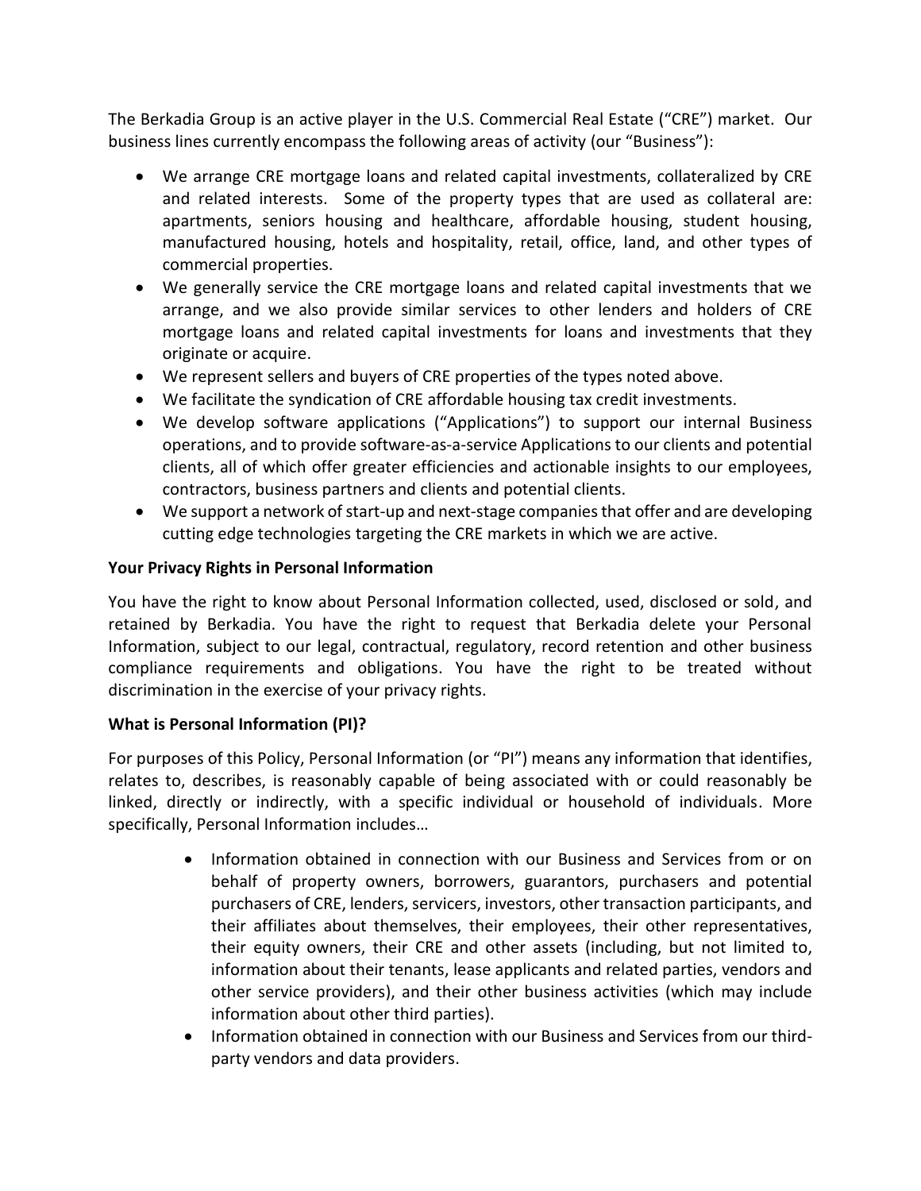The Berkadia Group is an active player in the U.S. Commercial Real Estate ("CRE") market. Our business lines currently encompass the following areas of activity (our "Business"):

- We arrange CRE mortgage loans and related capital investments, collateralized by CRE and related interests. Some of the property types that are used as collateral are: apartments, seniors housing and healthcare, affordable housing, student housing, manufactured housing, hotels and hospitality, retail, office, land, and other types of commercial properties.
- We generally service the CRE mortgage loans and related capital investments that we arrange, and we also provide similar services to other lenders and holders of CRE mortgage loans and related capital investments for loans and investments that they originate or acquire.
- We represent sellers and buyers of CRE properties of the types noted above.
- We facilitate the syndication of CRE affordable housing tax credit investments.
- We develop software applications ("Applications") to support our internal Business operations, and to provide software-as-a-service Applications to our clients and potential clients, all of which offer greater efficiencies and actionable insights to our employees, contractors, business partners and clients and potential clients.
- We support a network of start-up and next-stage companies that offer and are developing cutting edge technologies targeting the CRE markets in which we are active.

**Your Privacy Rights in Personal Information**

You have the right to know about Personal Information collected, used, disclosed or sold, and retained by Berkadia. You have the right to request that Berkadia delete your Personal Information, subject to our legal, contractual, regulatory, record retention and other business compliance requirements and obligations. You have the right to be treated without discrimination in the exercise of your privacy rights.

**What is Personal Information (PI)?**

For purposes of this Policy, Personal Information (or "PI") means any information that identifies, relates to, describes, is reasonably capable of being associated with or could reasonably be linked, directly or indirectly, with a specific individual or household of individuals. More specifically, Personal Information includes…

- Information obtained in connection with our Business and Services from or on behalf of property owners, borrowers, guarantors, purchasers and potential purchasers of CRE, lenders, servicers, investors, other transaction participants, and their affiliates about themselves, their employees, their other representatives, their equity owners, their CRE and other assets (including, but not limited to, information about their tenants, lease applicants and related parties, vendors and other service providers), and their other business activities (which may include information about other third parties).
- Information obtained in connection with our Business and Services from our third-party vendors and data providers.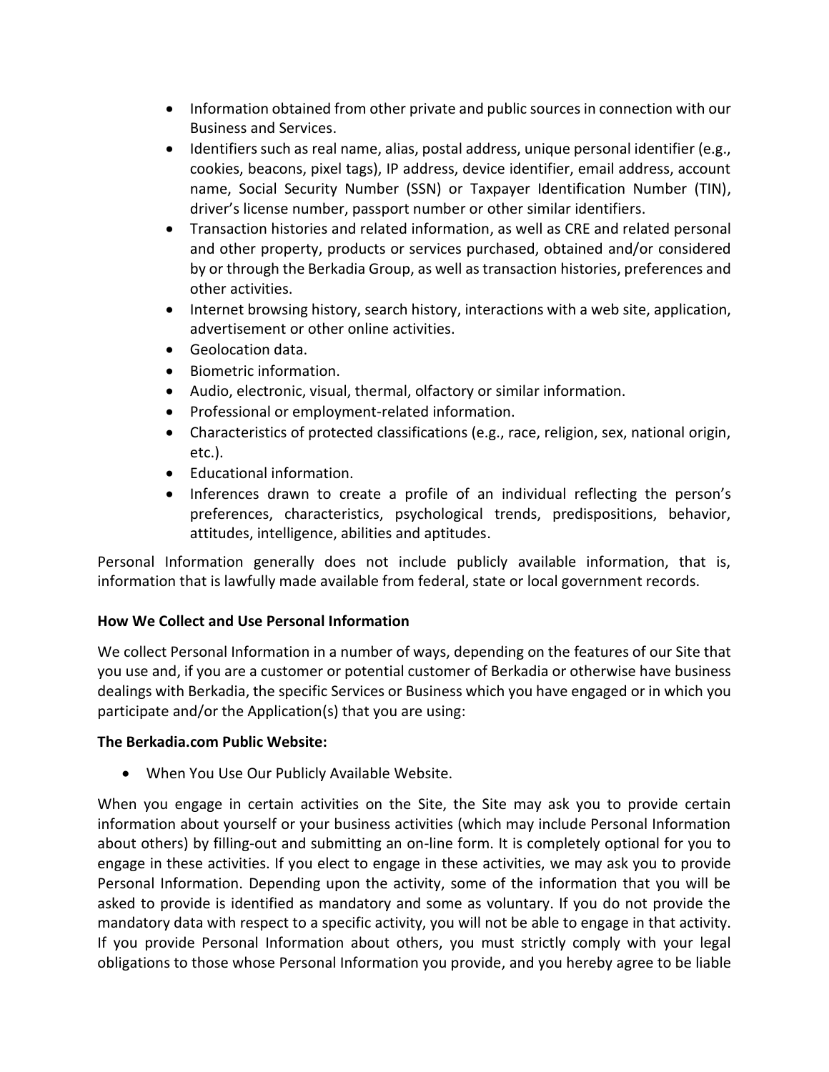- Information obtained from other private and public sources in connection with our Business and Services.
- Identifiers such as real name, alias, postal address, unique personal identifier (e.g., cookies, beacons, pixel tags), IP address, device identifier, email address, account name, Social Security Number (SSN) or Taxpayer Identification Number (TIN), driver's license number, passport number or other similar identifiers.
- Transaction histories and related information, as well as CRE and related personal and other property, products or services purchased, obtained and/or considered by or through the Berkadia Group, as well as transaction histories, preferences and other activities.
- Internet browsing history, search history, interactions with a web site, application, advertisement or other online activities.
- Geolocation data.
- Biometric information.
- Audio, electronic, visual, thermal, olfactory or similar information.
- Professional or employment-related information.
- Characteristics of protected classifications (e.g., race, religion, sex, national origin, etc.).
- Educational information.
- Inferences drawn to create a profile of an individual reflecting the person's preferences, characteristics, psychological trends, predispositions, behavior, attitudes, intelligence, abilities and aptitudes.

Personal Information generally does not include publicly available information, that is, information that is lawfully made available from federal, state or local government records.

**How We Collect and Use Personal Information**

We collect Personal Information in a number of ways, depending on the features of our Site that you use and, if you are a customer or potential customer of Berkadia or otherwise have business dealings with Berkadia, the specific Services or Business which you have engaged or in which you participate and/or the Application(s) that you are using:

**The Berkadia.com Public Website:**

- When You Use Our Publicly Available Website.

When you engage in certain activities on the Site, the Site may ask you to provide certain information about yourself or your business activities (which may include Personal Information about others) by filling-out and submitting an on-line form. It is completely optional for you to engage in these activities. If you elect to engage in these activities, we may ask you to provide Personal Information. Depending upon the activity, some of the information that you will be asked to provide is identified as mandatory and some as voluntary. If you do not provide the mandatory data with respect to a specific activity, you will not be able to engage in that activity. If you provide Personal Information about others, you must strictly comply with your legal obligations to those whose Personal Information you provide, and you hereby agree to be liable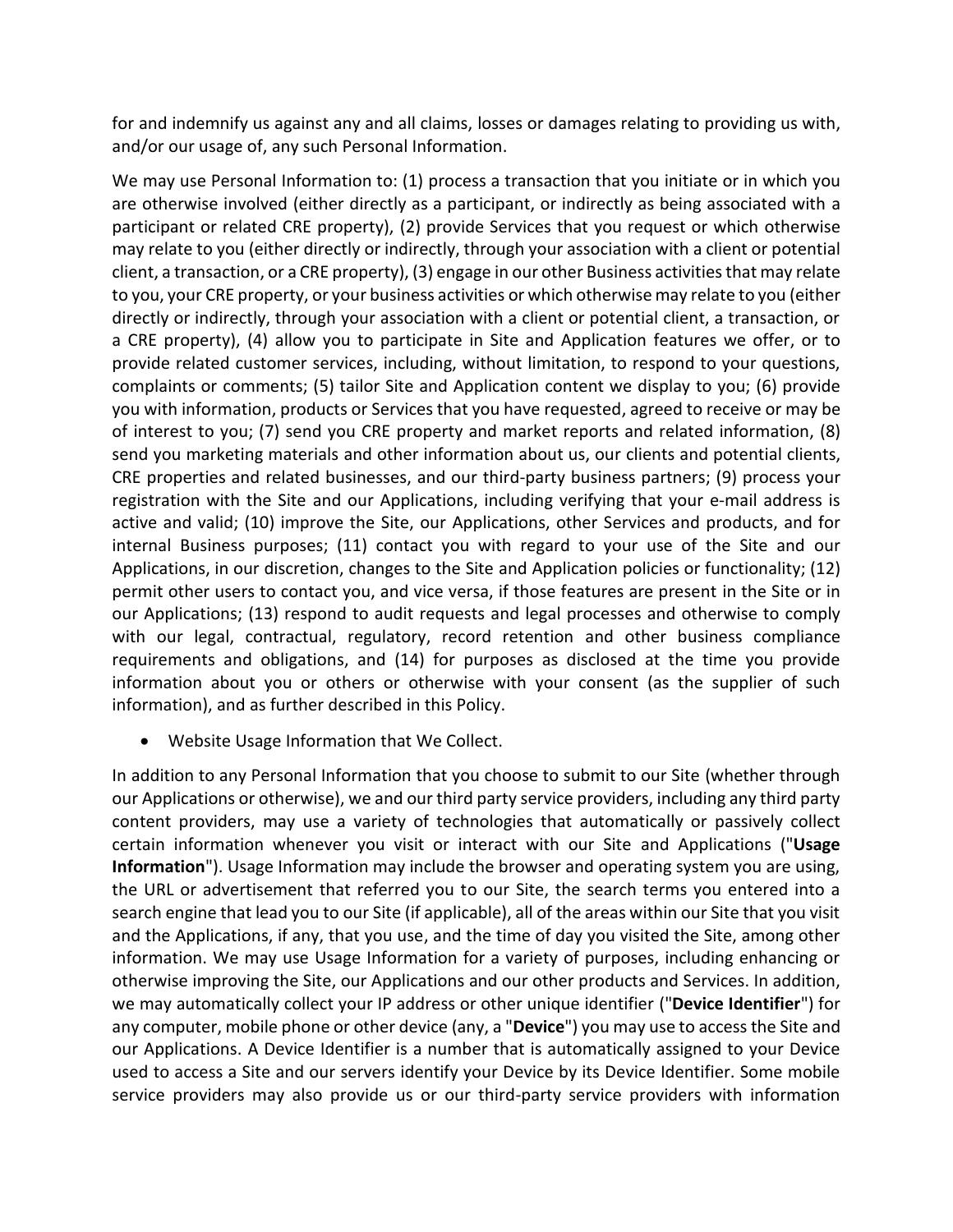for and indemnify us against any and all claims, losses or damages relating to providing us with, and/or our usage of, any such Personal Information.

We may use Personal Information to: (1) process a transaction that you initiate or in which you are otherwise involved (either directly as a participant, or indirectly as being associated with a participant or related CRE property), (2) provide Services that you request or which otherwise may relate to you (either directly or indirectly, through your association with a client or potential client, a transaction, or a CRE property), (3) engage in our other Business activities that may relate to you, your CRE property, or your business activities or which otherwise may relate to you (either directly or indirectly, through your association with a client or potential client, a transaction, or a CRE property), (4) allow you to participate in Site and Application features we offer, or to provide related customer services, including, without limitation, to respond to your questions, complaints or comments; (5) tailor Site and Application content we display to you; (6) provide you with information, products or Services that you have requested, agreed to receive or may be of interest to you; (7) send you CRE property and market reports and related information, (8) send you marketing materials and other information about us, our clients and potential clients, CRE properties and related businesses, and our third-party business partners; (9) process your registration with the Site and our Applications, including verifying that your e-mail address is active and valid; (10) improve the Site, our Applications, other Services and products, and for internal Business purposes; (11) contact you with regard to your use of the Site and our Applications, in our discretion, changes to the Site and Application policies or functionality; (12) permit other users to contact you, and vice versa, if those features are present in the Site or in our Applications; (13) respond to audit requests and legal processes and otherwise to comply with our legal, contractual, regulatory, record retention and other business compliance requirements and obligations, and (14) for purposes as disclosed at the time you provide information about you or others or otherwise with your consent (as the supplier of such information), and as further described in this Policy.

- Website Usage Information that We Collect.

In addition to any Personal Information that you choose to submit to our Site (whether through our Applications or otherwise), we and our third party service providers, including any third party content providers, may use a variety of technologies that automatically or passively collect certain information whenever you visit or interact with our Site and Applications ("**Usage Information**"). Usage Information may include the browser and operating system you are using, the URL or advertisement that referred you to our Site, the search terms you entered into a search engine that lead you to our Site (if applicable), all of the areas within our Site that you visit and the Applications, if any, that you use, and the time of day you visited the Site, among other information. We may use Usage Information for a variety of purposes, including enhancing or otherwise improving the Site, our Applications and our other products and Services. In addition, we may automatically collect your IP address or other unique identifier ("**Device Identifier**") for any computer, mobile phone or other device (any, a "**Device**") you may use to access the Site and our Applications. A Device Identifier is a number that is automatically assigned to your Device used to access a Site and our servers identify your Device by its Device Identifier. Some mobile service providers may also provide us or our third-party service providers with information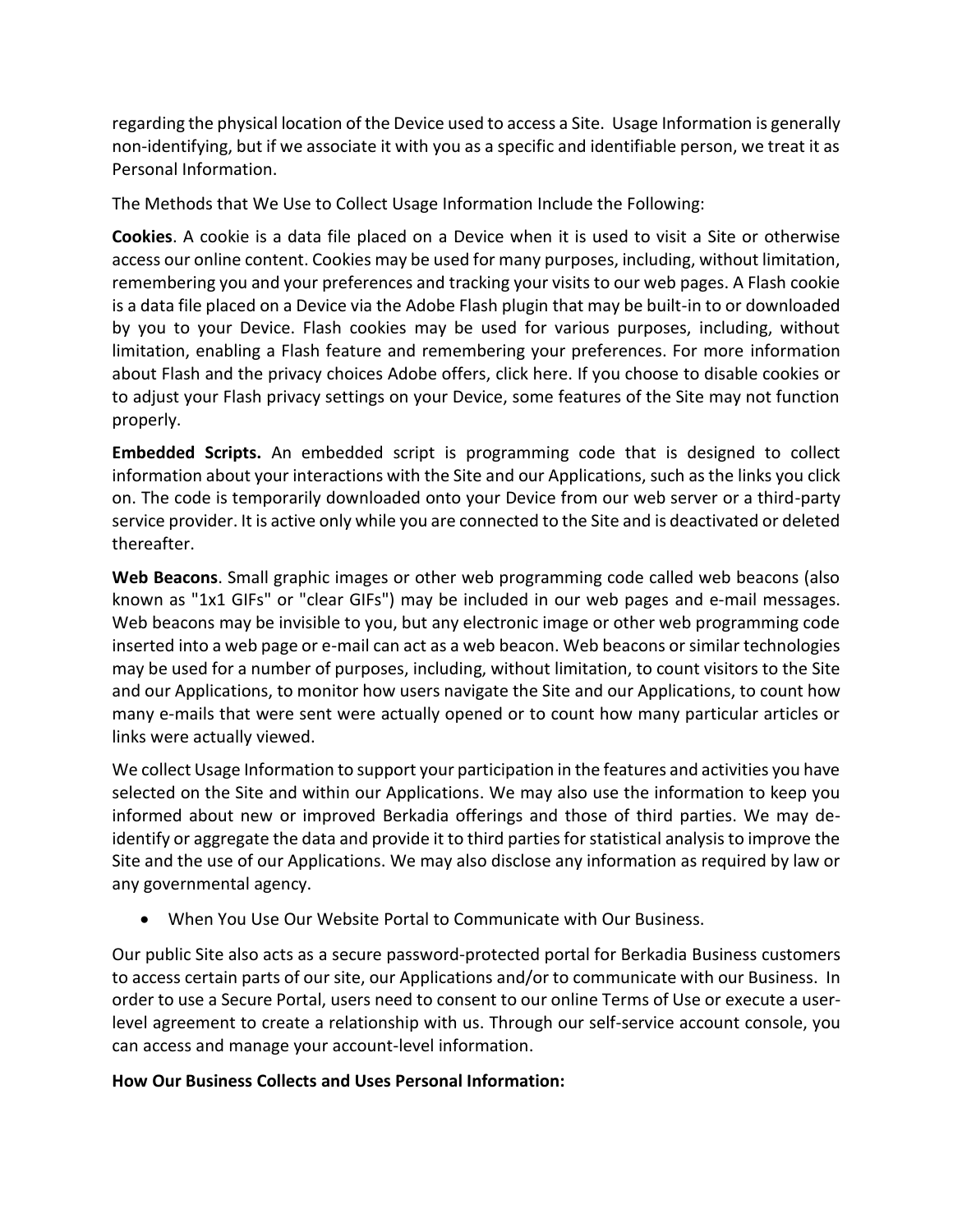regarding the physical location of the Device used to access a Site. Usage Information is generally non-identifying, but if we associate it with you as a specific and identifiable person, we treat it as Personal Information.

The Methods that We Use to Collect Usage Information Include the Following:

**Cookies**. A cookie is a data file placed on a Device when it is used to visit a Site or otherwise access our online content. Cookies may be used for many purposes, including, without limitation, remembering you and your preferences and tracking your visits to our web pages. A Flash cookie is a data file placed on a Device via the Adobe Flash plugin that may be built-in to or downloaded by you to your Device. Flash cookies may be used for various purposes, including, without limitation, enabling a Flash feature and remembering your preferences. For more information about Flash and the privacy choices Adobe offers, click here. If you choose to disable cookies or to adjust your Flash privacy settings on your Device, some features of the Site may not function properly.

**Embedded Scripts.** An embedded script is programming code that is designed to collect information about your interactions with the Site and our Applications, such as the links you click on. The code is temporarily downloaded onto your Device from our web server or a third-party service provider. It is active only while you are connected to the Site and is deactivated or deleted thereafter.

**Web Beacons**. Small graphic images or other web programming code called web beacons (also known as "1x1 GIFs" or "clear GIFs") may be included in our web pages and e-mail messages. Web beacons may be invisible to you, but any electronic image or other web programming code inserted into a web page or e-mail can act as a web beacon. Web beacons or similar technologies may be used for a number of purposes, including, without limitation, to count visitors to the Site and our Applications, to monitor how users navigate the Site and our Applications, to count how many e-mails that were sent were actually opened or to count how many particular articles or links were actually viewed.

We collect Usage Information to support your participation in the features and activities you have selected on the Site and within our Applications. We may also use the information to keep you informed about new or improved Berkadia offerings and those of third parties. We may de-identify or aggregate the data and provide it to third parties for statistical analysis to improve the Site and the use of our Applications. We may also disclose any information as required by law or any governmental agency.

- When You Use Our Website Portal to Communicate with Our Business.

Our public Site also acts as a secure password-protected portal for Berkadia Business customers to access certain parts of our site, our Applications and/or to communicate with our Business. In order to use a Secure Portal, users need to consent to our online Terms of Use or execute a user-level agreement to create a relationship with us. Through our self-service account console, you can access and manage your account-level information.

**How Our Business Collects and Uses Personal Information:**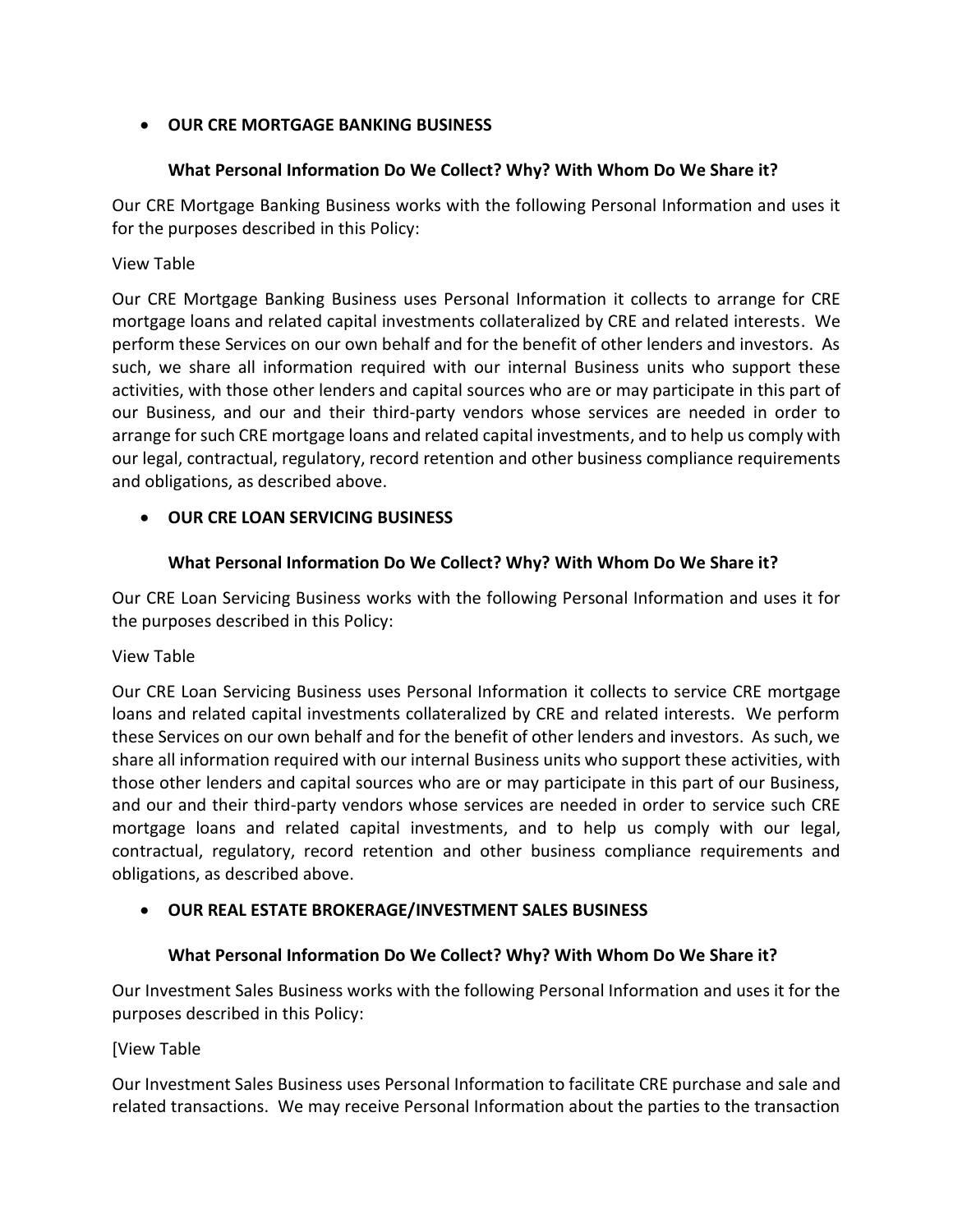- **OUR CRE MORTGAGE BANKING BUSINESS**

**What Personal Information Do We Collect? Why? With Whom Do We Share it?**

Our CRE Mortgage Banking Business works with the following Personal Information and uses it for the purposes described in this Policy:

View Table

Our CRE Mortgage Banking Business uses Personal Information it collects to arrange for CRE mortgage loans and related capital investments collateralized by CRE and related interests. We perform these Services on our own behalf and for the benefit of other lenders and investors. As such, we share all information required with our internal Business units who support these activities, with those other lenders and capital sources who are or may participate in this part of our Business, and our and their third-party vendors whose services are needed in order to arrange for such CRE mortgage loans and related capital investments, and to help us comply with our legal, contractual, regulatory, record retention and other business compliance requirements and obligations, as described above.

- **OUR CRE LOAN SERVICING BUSINESS**

**What Personal Information Do We Collect? Why? With Whom Do We Share it?**

Our CRE Loan Servicing Business works with the following Personal Information and uses it for the purposes described in this Policy:

View Table

Our CRE Loan Servicing Business uses Personal Information it collects to service CRE mortgage loans and related capital investments collateralized by CRE and related interests. We perform these Services on our own behalf and for the benefit of other lenders and investors. As such, we share all information required with our internal Business units who support these activities, with those other lenders and capital sources who are or may participate in this part of our Business, and our and their third-party vendors whose services are needed in order to service such CRE mortgage loans and related capital investments, and to help us comply with our legal, contractual, regulatory, record retention and other business compliance requirements and obligations, as described above.

- **OUR REAL ESTATE BROKERAGE/INVESTMENT SALES BUSINESS**

**What Personal Information Do We Collect? Why? With Whom Do We Share it?**

Our Investment Sales Business works with the following Personal Information and uses it for the purposes described in this Policy:

[View Table

Our Investment Sales Business uses Personal Information to facilitate CRE purchase and sale and related transactions. We may receive Personal Information about the parties to the transaction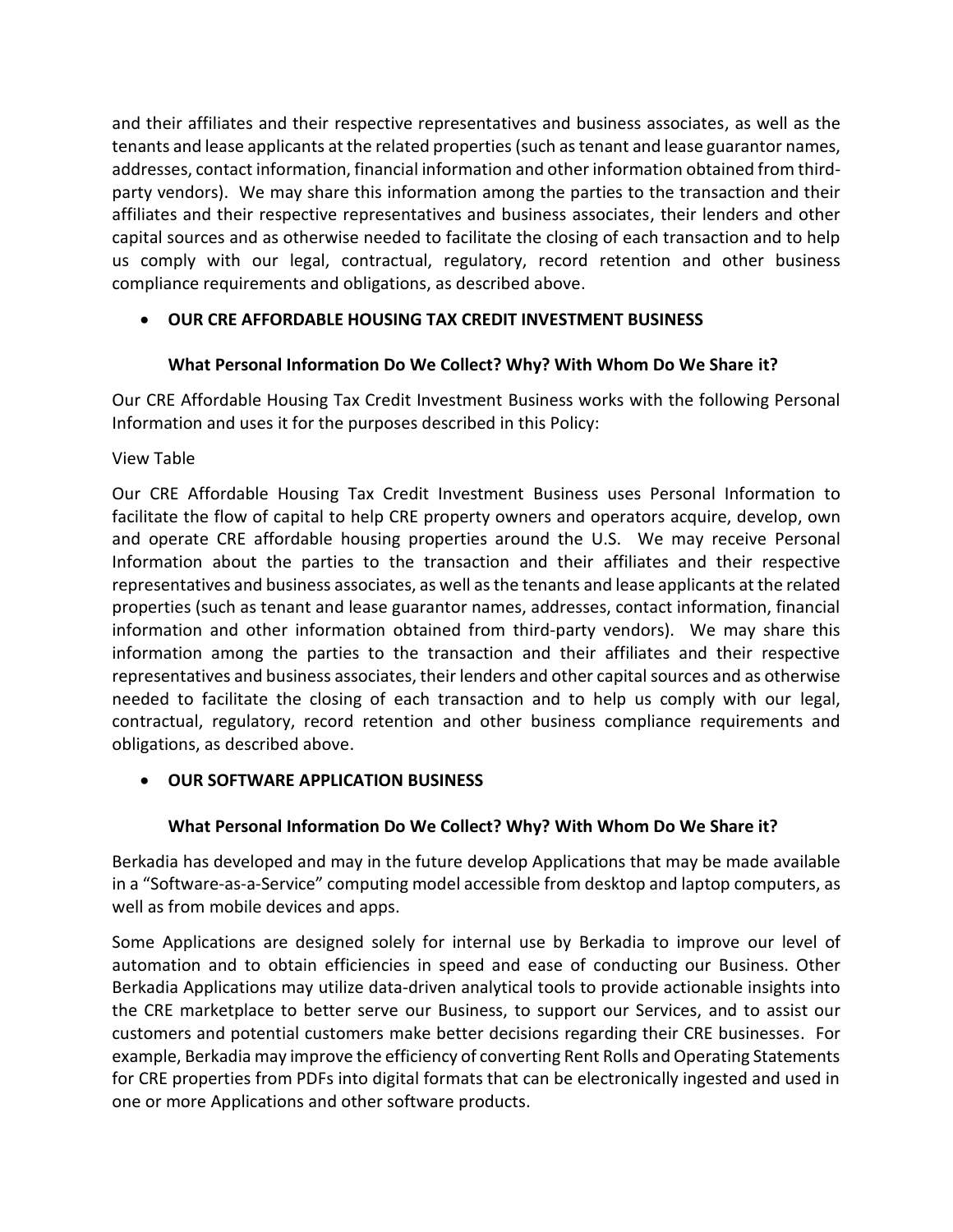and their affiliates and their respective representatives and business associates, as well as the tenants and lease applicants at the related properties (such as tenant and lease guarantor names, addresses, contact information, financial information and other information obtained from third-party vendors). We may share this information among the parties to the transaction and their affiliates and their respective representatives and business associates, their lenders and other capital sources and as otherwise needed to facilitate the closing of each transaction and to help us comply with our legal, contractual, regulatory, record retention and other business compliance requirements and obligations, as described above.

- **OUR CRE AFFORDABLE HOUSING TAX CREDIT INVESTMENT BUSINESS**

**What Personal Information Do We Collect? Why? With Whom Do We Share it?**

Our CRE Affordable Housing Tax Credit Investment Business works with the following Personal Information and uses it for the purposes described in this Policy:

View Table

Our CRE Affordable Housing Tax Credit Investment Business uses Personal Information to facilitate the flow of capital to help CRE property owners and operators acquire, develop, own and operate CRE affordable housing properties around the U.S. We may receive Personal Information about the parties to the transaction and their affiliates and their respective representatives and business associates, as well as the tenants and lease applicants at the related properties (such as tenant and lease guarantor names, addresses, contact information, financial information and other information obtained from third-party vendors). We may share this information among the parties to the transaction and their affiliates and their respective representatives and business associates, their lenders and other capital sources and as otherwise needed to facilitate the closing of each transaction and to help us comply with our legal, contractual, regulatory, record retention and other business compliance requirements and obligations, as described above.

- **OUR SOFTWARE APPLICATION BUSINESS**

**What Personal Information Do We Collect? Why? With Whom Do We Share it?**

Berkadia has developed and may in the future develop Applications that may be made available in a "Software-as-a-Service" computing model accessible from desktop and laptop computers, as well as from mobile devices and apps.

Some Applications are designed solely for internal use by Berkadia to improve our level of automation and to obtain efficiencies in speed and ease of conducting our Business. Other Berkadia Applications may utilize data-driven analytical tools to provide actionable insights into the CRE marketplace to better serve our Business, to support our Services, and to assist our customers and potential customers make better decisions regarding their CRE businesses. For example, Berkadia may improve the efficiency of converting Rent Rolls and Operating Statements for CRE properties from PDFs into digital formats that can be electronically ingested and used in one or more Applications and other software products.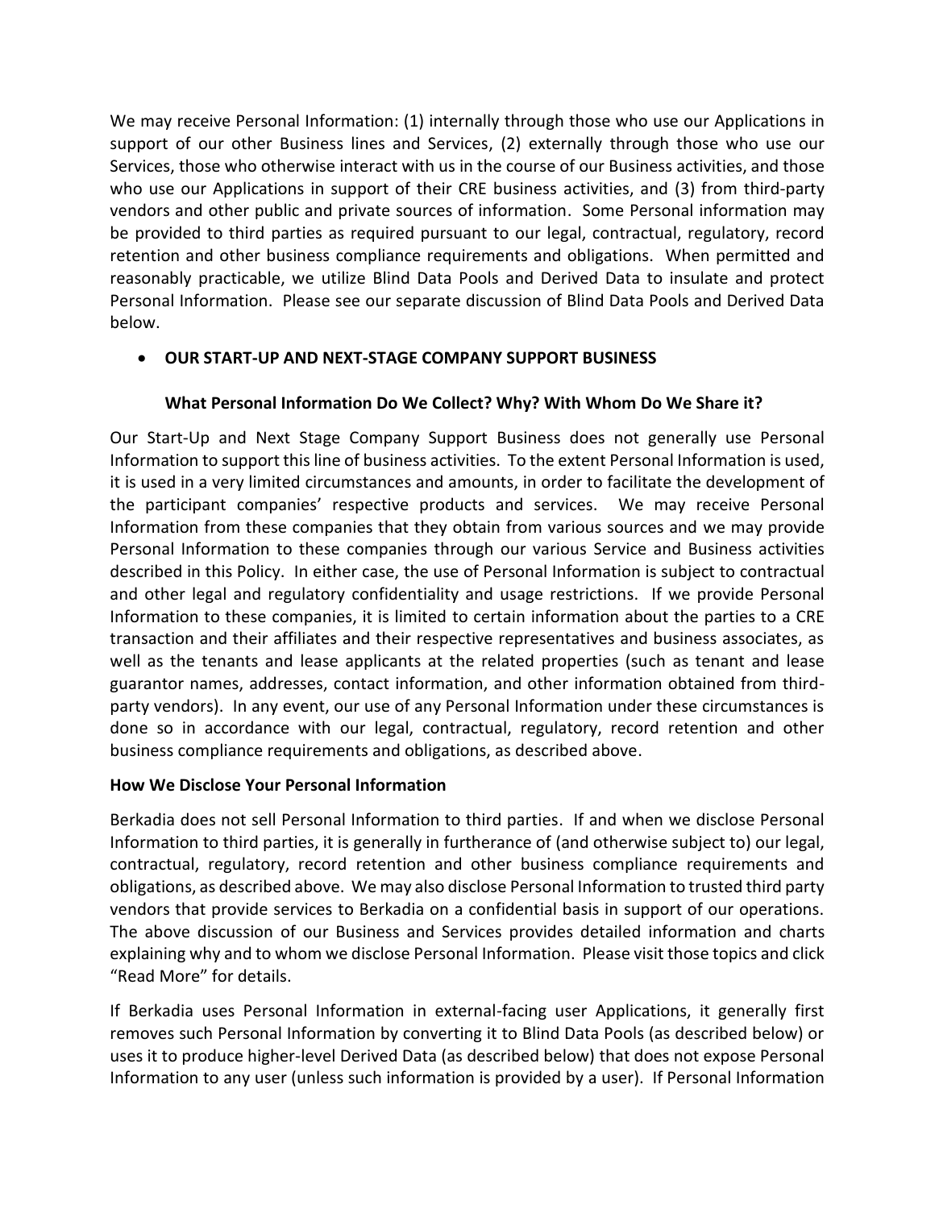We may receive Personal Information: (1) internally through those who use our Applications in support of our other Business lines and Services, (2) externally through those who use our Services, those who otherwise interact with us in the course of our Business activities, and those who use our Applications in support of their CRE business activities, and (3) from third-party vendors and other public and private sources of information. Some Personal information may be provided to third parties as required pursuant to our legal, contractual, regulatory, record retention and other business compliance requirements and obligations. When permitted and reasonably practicable, we utilize Blind Data Pools and Derived Data to insulate and protect Personal Information. Please see our separate discussion of Blind Data Pools and Derived Data below.

- **OUR START-UP AND NEXT-STAGE COMPANY SUPPORT BUSINESS**

**What Personal Information Do We Collect? Why? With Whom Do We Share it?**

Our Start-Up and Next Stage Company Support Business does not generally use Personal Information to support this line of business activities. To the extent Personal Information is used, it is used in a very limited circumstances and amounts, in order to facilitate the development of the participant companies' respective products and services. We may receive Personal Information from these companies that they obtain from various sources and we may provide Personal Information to these companies through our various Service and Business activities described in this Policy. In either case, the use of Personal Information is subject to contractual and other legal and regulatory confidentiality and usage restrictions. If we provide Personal Information to these companies, it is limited to certain information about the parties to a CRE transaction and their affiliates and their respective representatives and business associates, as well as the tenants and lease applicants at the related properties (such as tenant and lease guarantor names, addresses, contact information, and other information obtained from third-party vendors). In any event, our use of any Personal Information under these circumstances is done so in accordance with our legal, contractual, regulatory, record retention and other business compliance requirements and obligations, as described above.

**How We Disclose Your Personal Information**

Berkadia does not sell Personal Information to third parties. If and when we disclose Personal Information to third parties, it is generally in furtherance of (and otherwise subject to) our legal, contractual, regulatory, record retention and other business compliance requirements and obligations, as described above. We may also disclose Personal Information to trusted third party vendors that provide services to Berkadia on a confidential basis in support of our operations. The above discussion of our Business and Services provides detailed information and charts explaining why and to whom we disclose Personal Information. Please visit those topics and click "Read More" for details.

If Berkadia uses Personal Information in external-facing user Applications, it generally first removes such Personal Information by converting it to Blind Data Pools (as described below) or uses it to produce higher-level Derived Data (as described below) that does not expose Personal Information to any user (unless such information is provided by a user). If Personal Information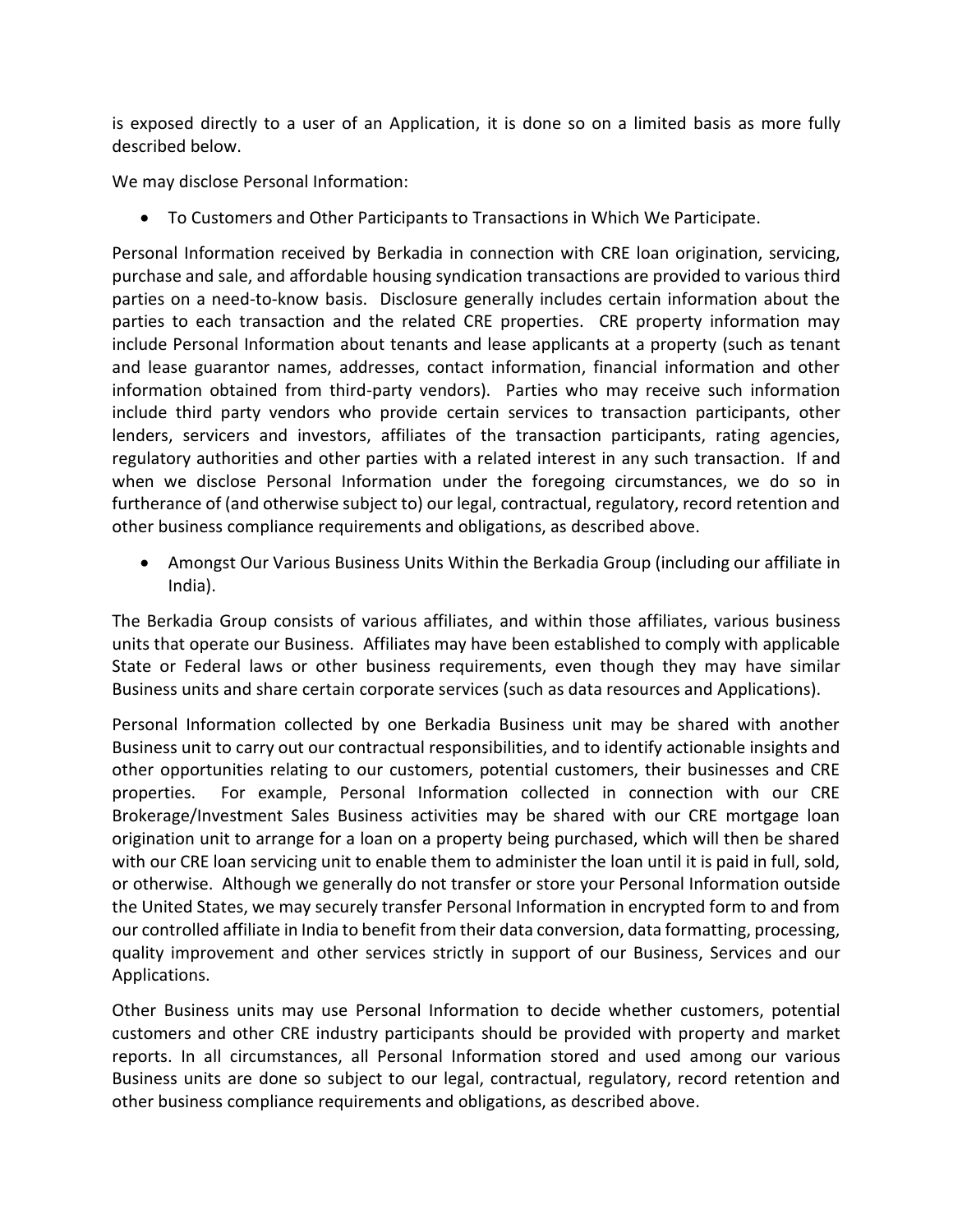is exposed directly to a user of an Application, it is done so on a limited basis as more fully described below.

We may disclose Personal Information:

- To Customers and Other Participants to Transactions in Which We Participate.

Personal Information received by Berkadia in connection with CRE loan origination, servicing, purchase and sale, and affordable housing syndication transactions are provided to various third parties on a need-to-know basis. Disclosure generally includes certain information about the parties to each transaction and the related CRE properties. CRE property information may include Personal Information about tenants and lease applicants at a property (such as tenant and lease guarantor names, addresses, contact information, financial information and other information obtained from third-party vendors). Parties who may receive such information include third party vendors who provide certain services to transaction participants, other lenders, servicers and investors, affiliates of the transaction participants, rating agencies, regulatory authorities and other parties with a related interest in any such transaction. If and when we disclose Personal Information under the foregoing circumstances, we do so in furtherance of (and otherwise subject to) our legal, contractual, regulatory, record retention and other business compliance requirements and obligations, as described above.

- Amongst Our Various Business Units Within the Berkadia Group (including our affiliate in India).

The Berkadia Group consists of various affiliates, and within those affiliates, various business units that operate our Business. Affiliates may have been established to comply with applicable State or Federal laws or other business requirements, even though they may have similar Business units and share certain corporate services (such as data resources and Applications).

Personal Information collected by one Berkadia Business unit may be shared with another Business unit to carry out our contractual responsibilities, and to identify actionable insights and other opportunities relating to our customers, potential customers, their businesses and CRE properties. For example, Personal Information collected in connection with our CRE Brokerage/Investment Sales Business activities may be shared with our CRE mortgage loan origination unit to arrange for a loan on a property being purchased, which will then be shared with our CRE loan servicing unit to enable them to administer the loan until it is paid in full, sold, or otherwise. Although we generally do not transfer or store your Personal Information outside the United States, we may securely transfer Personal Information in encrypted form to and from our controlled affiliate in India to benefit from their data conversion, data formatting, processing, quality improvement and other services strictly in support of our Business, Services and our Applications.

Other Business units may use Personal Information to decide whether customers, potential customers and other CRE industry participants should be provided with property and market reports. In all circumstances, all Personal Information stored and used among our various Business units are done so subject to our legal, contractual, regulatory, record retention and other business compliance requirements and obligations, as described above.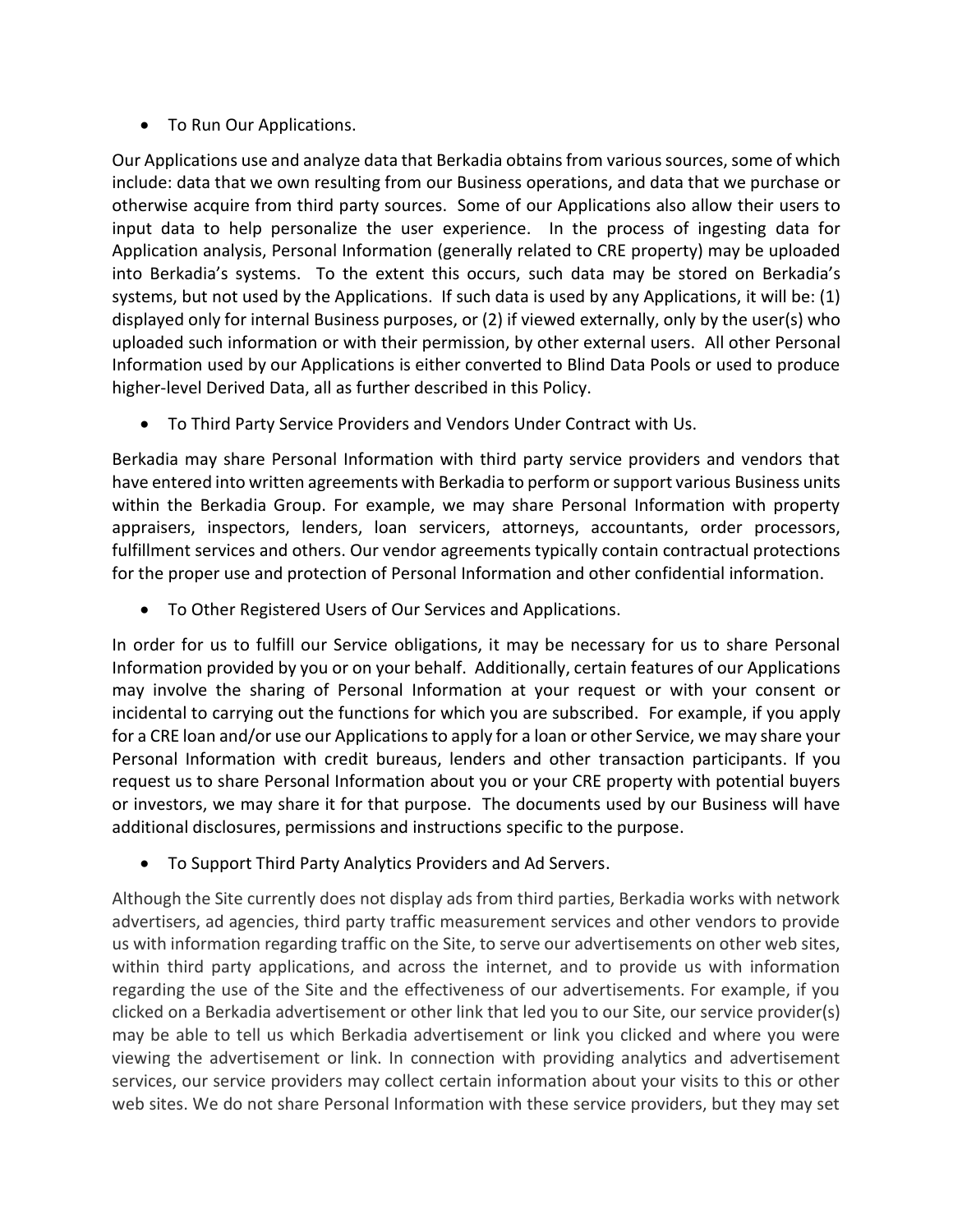- To Run Our Applications.

Our Applications use and analyze data that Berkadia obtains from various sources, some of which include: data that we own resulting from our Business operations, and data that we purchase or otherwise acquire from third party sources. Some of our Applications also allow their users to input data to help personalize the user experience. In the process of ingesting data for Application analysis, Personal Information (generally related to CRE property) may be uploaded into Berkadia's systems. To the extent this occurs, such data may be stored on Berkadia's systems, but not used by the Applications. If such data is used by any Applications, it will be: (1) displayed only for internal Business purposes, or (2) if viewed externally, only by the user(s) who uploaded such information or with their permission, by other external users. All other Personal Information used by our Applications is either converted to Blind Data Pools or used to produce higher-level Derived Data, all as further described in this Policy.

- To Third Party Service Providers and Vendors Under Contract with Us.

Berkadia may share Personal Information with third party service providers and vendors that have entered into written agreements with Berkadia to perform or support various Business units within the Berkadia Group. For example, we may share Personal Information with property appraisers, inspectors, lenders, loan servicers, attorneys, accountants, order processors, fulfillment services and others. Our vendor agreements typically contain contractual protections for the proper use and protection of Personal Information and other confidential information.

- To Other Registered Users of Our Services and Applications.

In order for us to fulfill our Service obligations, it may be necessary for us to share Personal Information provided by you or on your behalf. Additionally, certain features of our Applications may involve the sharing of Personal Information at your request or with your consent or incidental to carrying out the functions for which you are subscribed. For example, if you apply for a CRE loan and/or use our Applications to apply for a loan or other Service, we may share your Personal Information with credit bureaus, lenders and other transaction participants. If you request us to share Personal Information about you or your CRE property with potential buyers or investors, we may share it for that purpose. The documents used by our Business will have additional disclosures, permissions and instructions specific to the purpose.

- To Support Third Party Analytics Providers and Ad Servers.

Although the Site currently does not display ads from third parties, Berkadia works with network advertisers, ad agencies, third party traffic measurement services and other vendors to provide us with information regarding traffic on the Site, to serve our advertisements on other web sites, within third party applications, and across the internet, and to provide us with information regarding the use of the Site and the effectiveness of our advertisements. For example, if you clicked on a Berkadia advertisement or other link that led you to our Site, our service provider(s) may be able to tell us which Berkadia advertisement or link you clicked and where you were viewing the advertisement or link. In connection with providing analytics and advertisement services, our service providers may collect certain information about your visits to this or other web sites. We do not share Personal Information with these service providers, but they may set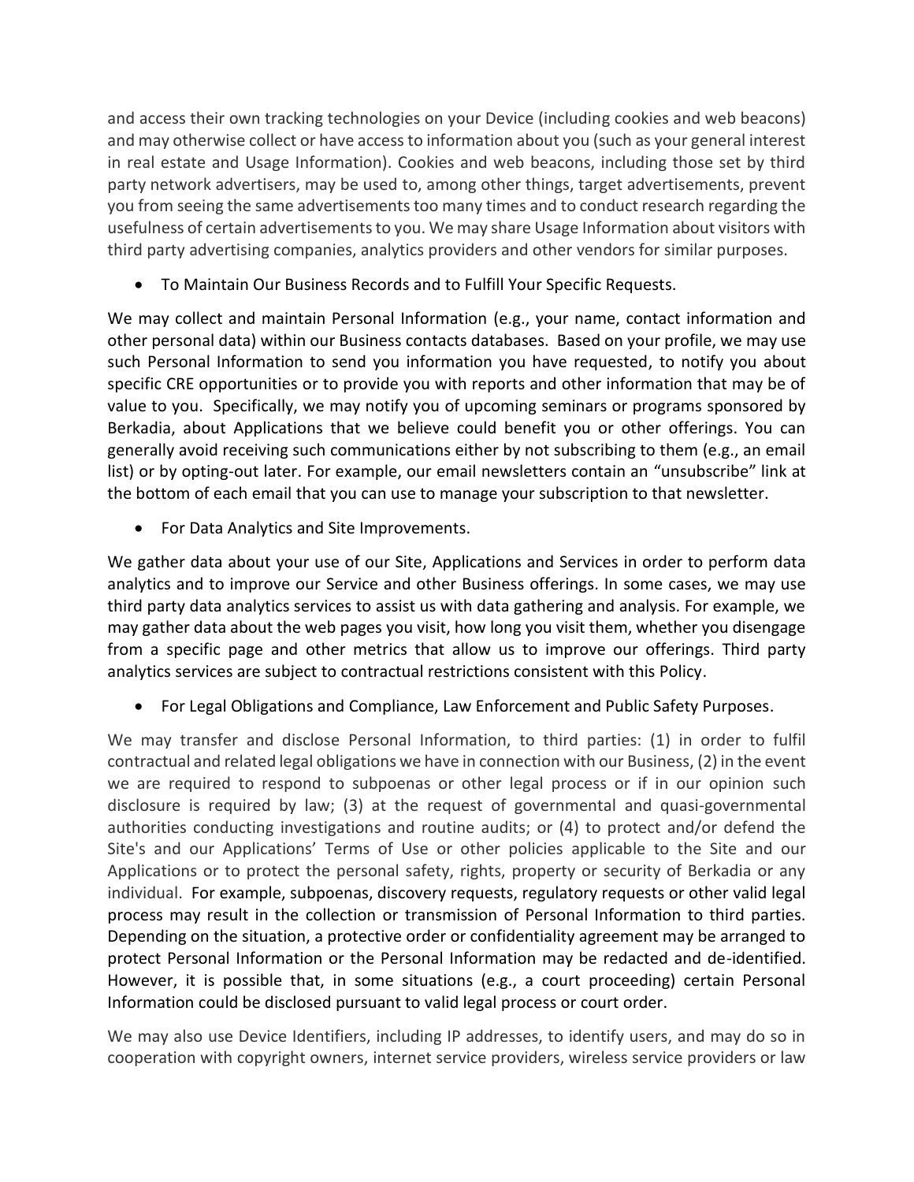and access their own tracking technologies on your Device (including cookies and web beacons) and may otherwise collect or have access to information about you (such as your general interest in real estate and Usage Information). Cookies and web beacons, including those set by third party network advertisers, may be used to, among other things, target advertisements, prevent you from seeing the same advertisements too many times and to conduct research regarding the usefulness of certain advertisements to you. We may share Usage Information about visitors with third party advertising companies, analytics providers and other vendors for similar purposes.

- To Maintain Our Business Records and to Fulfill Your Specific Requests.

We may collect and maintain Personal Information (e.g., your name, contact information and other personal data) within our Business contacts databases. Based on your profile, we may use such Personal Information to send you information you have requested, to notify you about specific CRE opportunities or to provide you with reports and other information that may be of value to you. Specifically, we may notify you of upcoming seminars or programs sponsored by Berkadia, about Applications that we believe could benefit you or other offerings. You can generally avoid receiving such communications either by not subscribing to them (e.g., an email list) or by opting-out later. For example, our email newsletters contain an "unsubscribe" link at the bottom of each email that you can use to manage your subscription to that newsletter.

- For Data Analytics and Site Improvements.

We gather data about your use of our Site, Applications and Services in order to perform data analytics and to improve our Service and other Business offerings. In some cases, we may use third party data analytics services to assist us with data gathering and analysis. For example, we may gather data about the web pages you visit, how long you visit them, whether you disengage from a specific page and other metrics that allow us to improve our offerings. Third party analytics services are subject to contractual restrictions consistent with this Policy.

- For Legal Obligations and Compliance, Law Enforcement and Public Safety Purposes.

We may transfer and disclose Personal Information, to third parties: (1) in order to fulfil contractual and related legal obligations we have in connection with our Business, (2) in the event we are required to respond to subpoenas or other legal process or if in our opinion such disclosure is required by law; (3) at the request of governmental and quasi-governmental authorities conducting investigations and routine audits; or (4) to protect and/or defend the Site's and our Applications' Terms of Use or other policies applicable to the Site and our Applications or to protect the personal safety, rights, property or security of Berkadia or any individual. For example, subpoenas, discovery requests, regulatory requests or other valid legal process may result in the collection or transmission of Personal Information to third parties. Depending on the situation, a protective order or confidentiality agreement may be arranged to protect Personal Information or the Personal Information may be redacted and de-identified. However, it is possible that, in some situations (e.g., a court proceeding) certain Personal Information could be disclosed pursuant to valid legal process or court order.

We may also use Device Identifiers, including IP addresses, to identify users, and may do so in cooperation with copyright owners, internet service providers, wireless service providers or law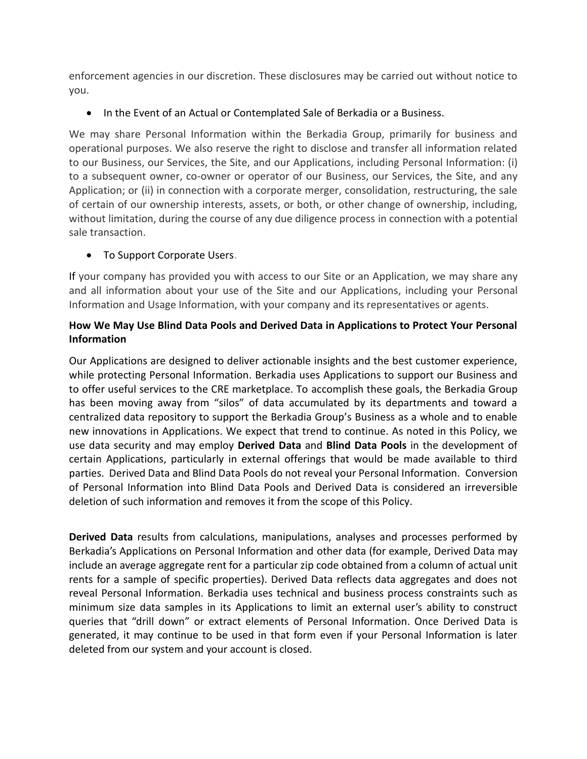enforcement agencies in our discretion. These disclosures may be carried out without notice to you.

- In the Event of an Actual or Contemplated Sale of Berkadia or a Business.

We may share Personal Information within the Berkadia Group, primarily for business and operational purposes. We also reserve the right to disclose and transfer all information related to our Business, our Services, the Site, and our Applications, including Personal Information: (i) to a subsequent owner, co-owner or operator of our Business, our Services, the Site, and any Application; or (ii) in connection with a corporate merger, consolidation, restructuring, the sale of certain of our ownership interests, assets, or both, or other change of ownership, including, without limitation, during the course of any due diligence process in connection with a potential sale transaction.

- To Support Corporate Users.

If your company has provided you with access to our Site or an Application, we may share any and all information about your use of the Site and our Applications, including your Personal Information and Usage Information, with your company and its representatives or agents.

**How We May Use Blind Data Pools and Derived Data in Applications to Protect Your Personal Information**

Our Applications are designed to deliver actionable insights and the best customer experience, while protecting Personal Information. Berkadia uses Applications to support our Business and to offer useful services to the CRE marketplace. To accomplish these goals, the Berkadia Group has been moving away from "silos" of data accumulated by its departments and toward a centralized data repository to support the Berkadia Group's Business as a whole and to enable new innovations in Applications. We expect that trend to continue. As noted in this Policy, we use data security and may employ **Derived Data** and **Blind Data Pools** in the development of certain Applications, particularly in external offerings that would be made available to third parties. Derived Data and Blind Data Pools do not reveal your Personal Information. Conversion of Personal Information into Blind Data Pools and Derived Data is considered an irreversible deletion of such information and removes it from the scope of this Policy.

**Derived Data** results from calculations, manipulations, analyses and processes performed by Berkadia's Applications on Personal Information and other data (for example, Derived Data may include an average aggregate rent for a particular zip code obtained from a column of actual unit rents for a sample of specific properties). Derived Data reflects data aggregates and does not reveal Personal Information. Berkadia uses technical and business process constraints such as minimum size data samples in its Applications to limit an external user's ability to construct queries that "drill down" or extract elements of Personal Information. Once Derived Data is generated, it may continue to be used in that form even if your Personal Information is later deleted from our system and your account is closed.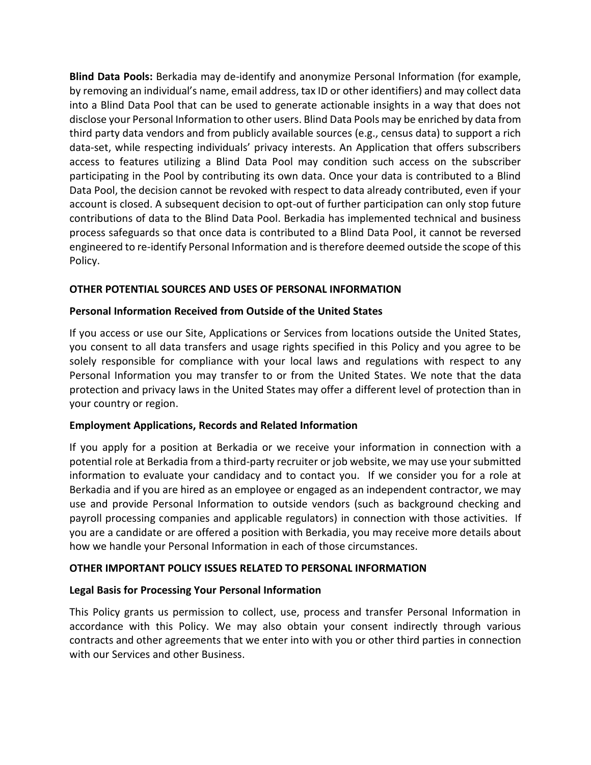**Blind Data Pools:** Berkadia may de-identify and anonymize Personal Information (for example, by removing an individual's name, email address, tax ID or other identifiers) and may collect data into a Blind Data Pool that can be used to generate actionable insights in a way that does not disclose your Personal Information to other users. Blind Data Pools may be enriched by data from third party data vendors and from publicly available sources (e.g., census data) to support a rich data-set, while respecting individuals' privacy interests. An Application that offers subscribers access to features utilizing a Blind Data Pool may condition such access on the subscriber participating in the Pool by contributing its own data. Once your data is contributed to a Blind Data Pool, the decision cannot be revoked with respect to data already contributed, even if your account is closed. A subsequent decision to opt-out of further participation can only stop future contributions of data to the Blind Data Pool. Berkadia has implemented technical and business process safeguards so that once data is contributed to a Blind Data Pool, it cannot be reversed engineered to re-identify Personal Information and is therefore deemed outside the scope of this Policy.

## OTHER POTENTIAL SOURCES AND USES OF PERSONAL INFORMATION

### Personal Information Received from Outside of the United States

If you access or use our Site, Applications or Services from locations outside the United States, you consent to all data transfers and usage rights specified in this Policy and you agree to be solely responsible for compliance with your local laws and regulations with respect to any Personal Information you may transfer to or from the United States. We note that the data protection and privacy laws in the United States may offer a different level of protection than in your country or region.

### Employment Applications, Records and Related Information

If you apply for a position at Berkadia or we receive your information in connection with a potential role at Berkadia from a third-party recruiter or job website, we may use your submitted information to evaluate your candidacy and to contact you. If we consider you for a role at Berkadia and if you are hired as an employee or engaged as an independent contractor, we may use and provide Personal Information to outside vendors (such as background checking and payroll processing companies and applicable regulators) in connection with those activities. If you are a candidate or are offered a position with Berkadia, you may receive more details about how we handle your Personal Information in each of those circumstances.

## OTHER IMPORTANT POLICY ISSUES RELATED TO PERSONAL INFORMATION

### Legal Basis for Processing Your Personal Information

This Policy grants us permission to collect, use, process and transfer Personal Information in accordance with this Policy. We may also obtain your consent indirectly through various contracts and other agreements that we enter into with you or other third parties in connection with our Services and other Business.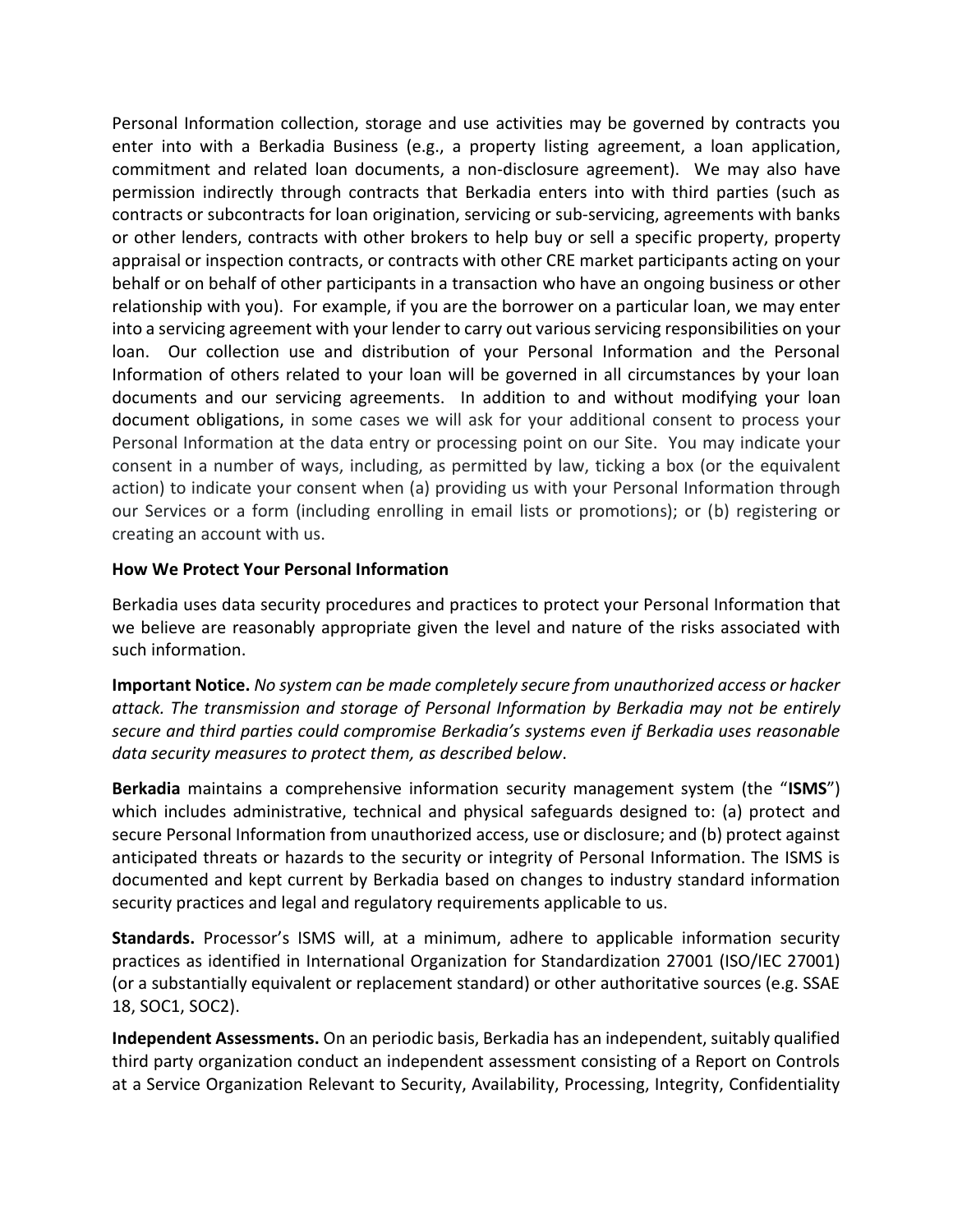Personal Information collection, storage and use activities may be governed by contracts you enter into with a Berkadia Business (e.g., a property listing agreement, a loan application, commitment and related loan documents, a non-disclosure agreement). We may also have permission indirectly through contracts that Berkadia enters into with third parties (such as contracts or subcontracts for loan origination, servicing or sub-servicing, agreements with banks or other lenders, contracts with other brokers to help buy or sell a specific property, property appraisal or inspection contracts, or contracts with other CRE market participants acting on your behalf or on behalf of other participants in a transaction who have an ongoing business or other relationship with you). For example, if you are the borrower on a particular loan, we may enter into a servicing agreement with your lender to carry out various servicing responsibilities on your loan. Our collection use and distribution of your Personal Information and the Personal Information of others related to your loan will be governed in all circumstances by your loan documents and our servicing agreements. In addition to and without modifying your loan document obligations, in some cases we will ask for your additional consent to process your Personal Information at the data entry or processing point on our Site. You may indicate your consent in a number of ways, including, as permitted by law, ticking a box (or the equivalent action) to indicate your consent when (a) providing us with your Personal Information through our Services or a form (including enrolling in email lists or promotions); or (b) registering or creating an account with us.

**How We Protect Your Personal Information**

Berkadia uses data security procedures and practices to protect your Personal Information that we believe are reasonably appropriate given the level and nature of the risks associated with such information.

**Important Notice.** *No system can be made completely secure from unauthorized access or hacker attack. The transmission and storage of Personal Information by Berkadia may not be entirely secure and third parties could compromise Berkadia's systems even if Berkadia uses reasonable data security measures to protect them, as described below*.

**Berkadia** maintains a comprehensive information security management system (the "**ISMS**") which includes administrative, technical and physical safeguards designed to: (a) protect and secure Personal Information from unauthorized access, use or disclosure; and (b) protect against anticipated threats or hazards to the security or integrity of Personal Information. The ISMS is documented and kept current by Berkadia based on changes to industry standard information security practices and legal and regulatory requirements applicable to us.

**Standards.** Processor's ISMS will, at a minimum, adhere to applicable information security practices as identified in International Organization for Standardization 27001 (ISO/IEC 27001) (or a substantially equivalent or replacement standard) or other authoritative sources (e.g. SSAE 18, SOC1, SOC2).

**Independent Assessments.** On an periodic basis, Berkadia has an independent, suitably qualified third party organization conduct an independent assessment consisting of a Report on Controls at a Service Organization Relevant to Security, Availability, Processing, Integrity, Confidentiality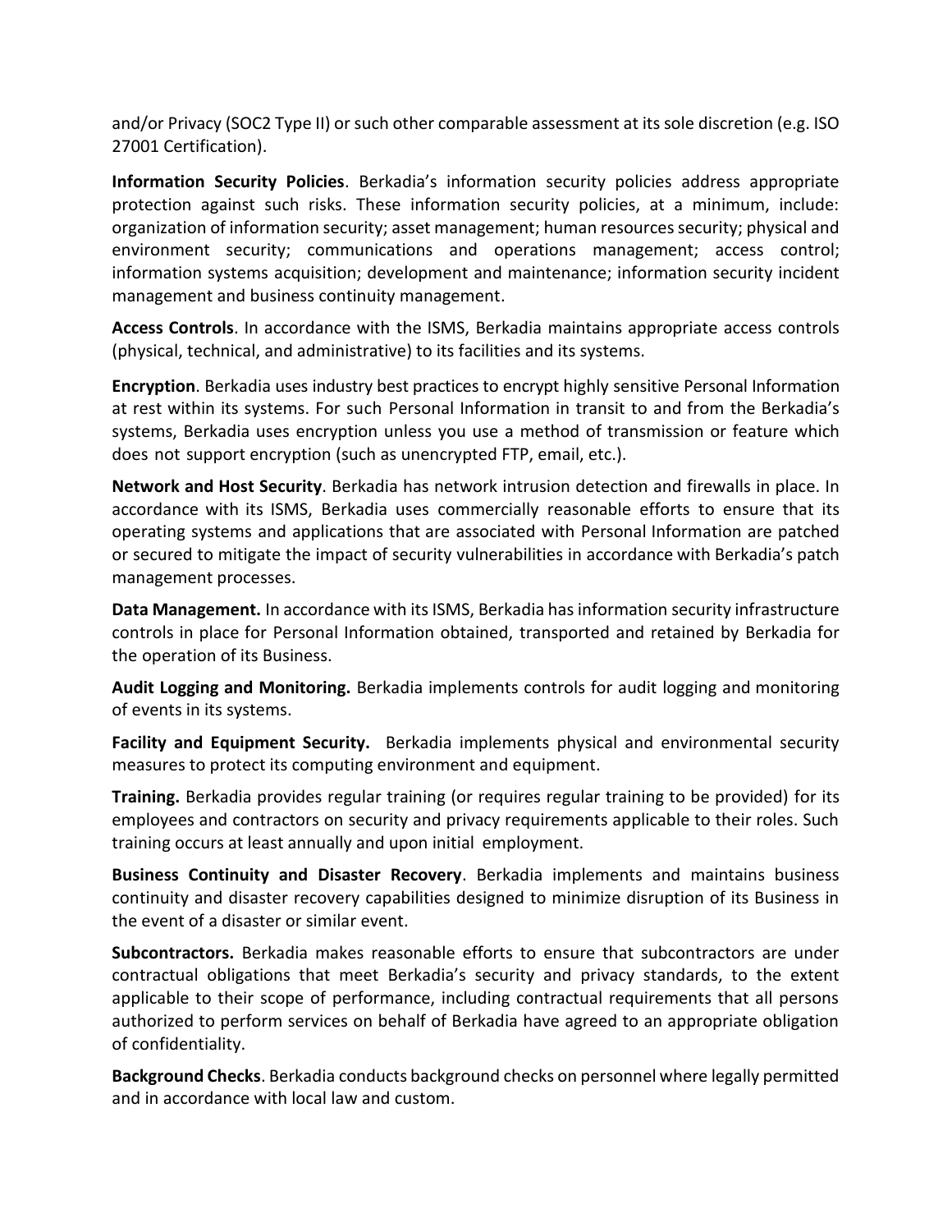and/or Privacy (SOC2 Type II) or such other comparable assessment at its sole discretion (e.g. ISO 27001 Certification).

**Information Security Policies**. Berkadia's information security policies address appropriate protection against such risks. These information security policies, at a minimum, include: organization of information security; asset management; human resources security; physical and environment security; communications and operations management; access control; information systems acquisition; development and maintenance; information security incident management and business continuity management.

**Access Controls**. In accordance with the ISMS, Berkadia maintains appropriate access controls (physical, technical, and administrative) to its facilities and its systems.

**Encryption**. Berkadia uses industry best practices to encrypt highly sensitive Personal Information at rest within its systems. For such Personal Information in transit to and from the Berkadia's systems, Berkadia uses encryption unless you use a method of transmission or feature which does not support encryption (such as unencrypted FTP, email, etc.).

**Network and Host Security**. Berkadia has network intrusion detection and firewalls in place. In accordance with its ISMS, Berkadia uses commercially reasonable efforts to ensure that its operating systems and applications that are associated with Personal Information are patched or secured to mitigate the impact of security vulnerabilities in accordance with Berkadia's patch management processes.

**Data Management.** In accordance with its ISMS, Berkadia has information security infrastructure controls in place for Personal Information obtained, transported and retained by Berkadia for the operation of its Business.

**Audit Logging and Monitoring.** Berkadia implements controls for audit logging and monitoring of events in its systems.

**Facility and Equipment Security.** Berkadia implements physical and environmental security measures to protect its computing environment and equipment.

**Training.** Berkadia provides regular training (or requires regular training to be provided) for its employees and contractors on security and privacy requirements applicable to their roles. Such training occurs at least annually and upon initial employment.

**Business Continuity and Disaster Recovery**. Berkadia implements and maintains business continuity and disaster recovery capabilities designed to minimize disruption of its Business in the event of a disaster or similar event.

**Subcontractors.** Berkadia makes reasonable efforts to ensure that subcontractors are under contractual obligations that meet Berkadia's security and privacy standards, to the extent applicable to their scope of performance, including contractual requirements that all persons authorized to perform services on behalf of Berkadia have agreed to an appropriate obligation of confidentiality.

**Background Checks**. Berkadia conducts background checks on personnel where legally permitted and in accordance with local law and custom.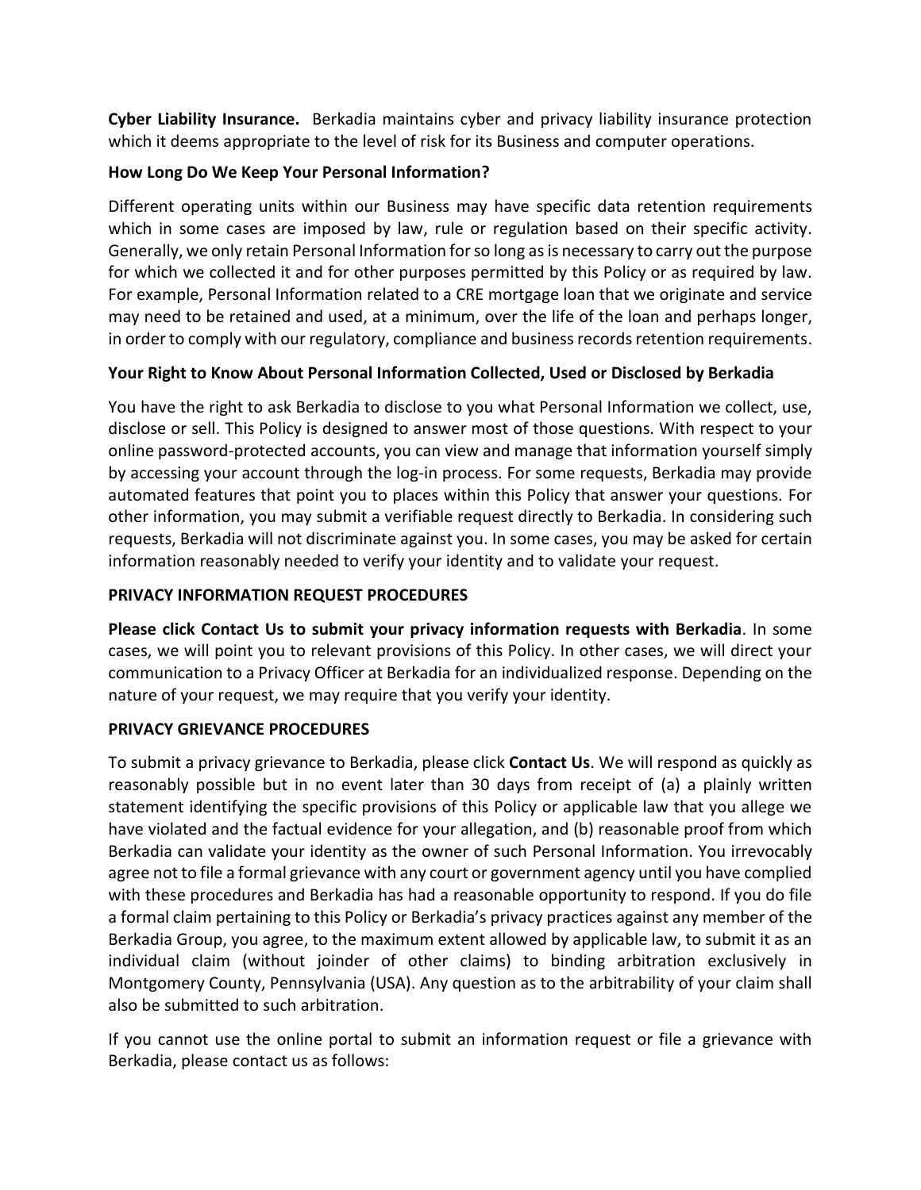**Cyber Liability Insurance.** Berkadia maintains cyber and privacy liability insurance protection which it deems appropriate to the level of risk for its Business and computer operations.

**How Long Do We Keep Your Personal Information?**

Different operating units within our Business may have specific data retention requirements which in some cases are imposed by law, rule or regulation based on their specific activity. Generally, we only retain Personal Information for so long as is necessary to carry out the purpose for which we collected it and for other purposes permitted by this Policy or as required by law. For example, Personal Information related to a CRE mortgage loan that we originate and service may need to be retained and used, at a minimum, over the life of the loan and perhaps longer, in order to comply with our regulatory, compliance and business records retention requirements.

**Your Right to Know About Personal Information Collected, Used or Disclosed by Berkadia**

You have the right to ask Berkadia to disclose to you what Personal Information we collect, use, disclose or sell. This Policy is designed to answer most of those questions. With respect to your online password-protected accounts, you can view and manage that information yourself simply by accessing your account through the log-in process. For some requests, Berkadia may provide automated features that point you to places within this Policy that answer your questions. For other information, you may submit a verifiable request directly to Berkadia. In considering such requests, Berkadia will not discriminate against you. In some cases, you may be asked for certain information reasonably needed to verify your identity and to validate your request.

**PRIVACY INFORMATION REQUEST PROCEDURES**

**Please click Contact Us to submit your privacy information requests with Berkadia**. In some cases, we will point you to relevant provisions of this Policy. In other cases, we will direct your communication to a Privacy Officer at Berkadia for an individualized response. Depending on the nature of your request, we may require that you verify your identity.

**PRIVACY GRIEVANCE PROCEDURES**

To submit a privacy grievance to Berkadia, please click **Contact Us**. We will respond as quickly as reasonably possible but in no event later than 30 days from receipt of (a) a plainly written statement identifying the specific provisions of this Policy or applicable law that you allege we have violated and the factual evidence for your allegation, and (b) reasonable proof from which Berkadia can validate your identity as the owner of such Personal Information. You irrevocably agree not to file a formal grievance with any court or government agency until you have complied with these procedures and Berkadia has had a reasonable opportunity to respond. If you do file a formal claim pertaining to this Policy or Berkadia's privacy practices against any member of the Berkadia Group, you agree, to the maximum extent allowed by applicable law, to submit it as an individual claim (without joinder of other claims) to binding arbitration exclusively in Montgomery County, Pennsylvania (USA). Any question as to the arbitrability of your claim shall also be submitted to such arbitration.

If you cannot use the online portal to submit an information request or file a grievance with Berkadia, please contact us as follows: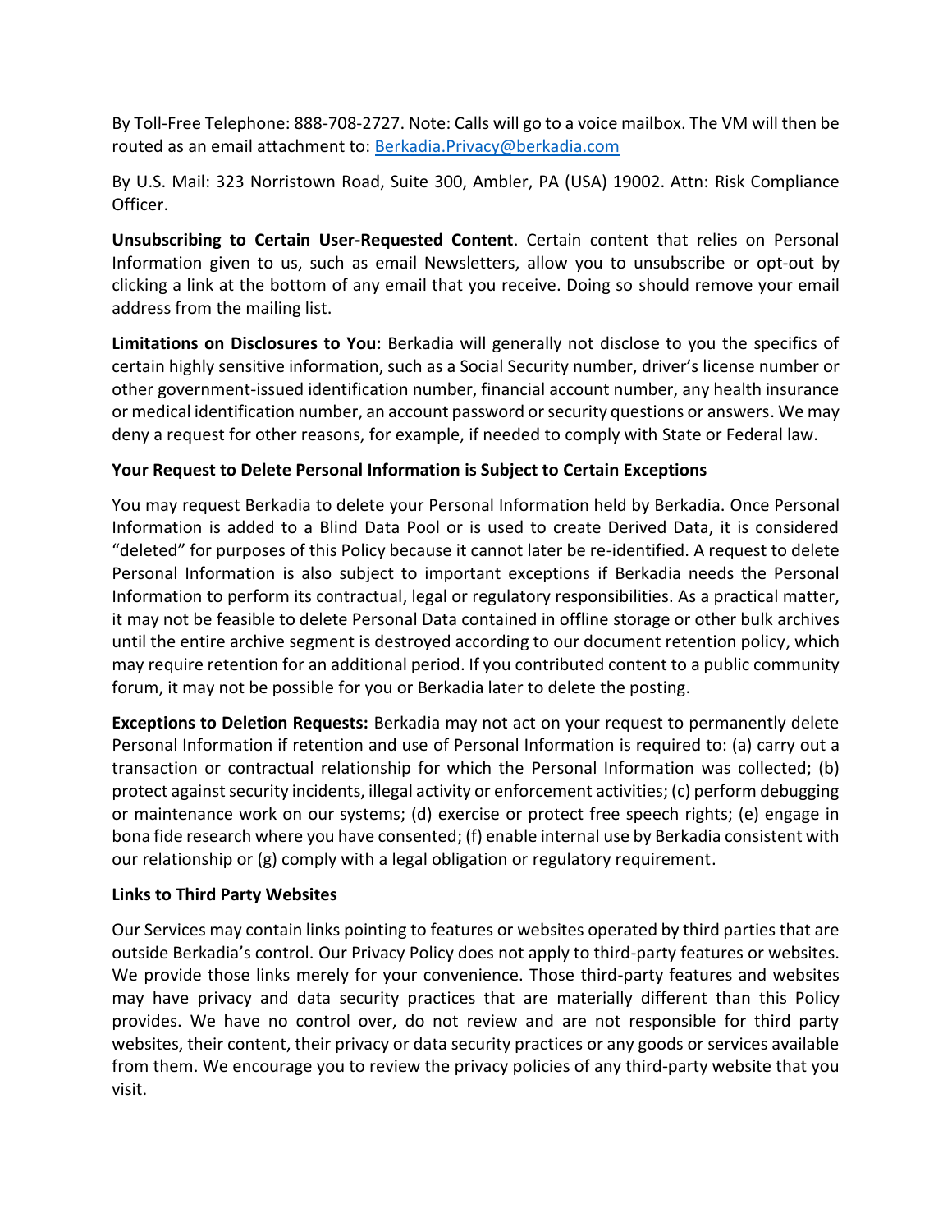By Toll-Free Telephone: 888-708-2727. Note: Calls will go to a voice mailbox. The VM will then be routed as an email attachment to: [Berkadia.Privacy@berkadia.com](mailto:Berkadia.Privacy@berkadia.com)

By U.S. Mail: 323 Norristown Road, Suite 300, Ambler, PA (USA) 19002. Attn: Risk Compliance Officer.

**Unsubscribing to Certain User-Requested Content**. Certain content that relies on Personal Information given to us, such as email Newsletters, allow you to unsubscribe or opt-out by clicking a link at the bottom of any email that you receive. Doing so should remove your email address from the mailing list.

**Limitations on Disclosures to You:** Berkadia will generally not disclose to you the specifics of certain highly sensitive information, such as a Social Security number, driver's license number or other government-issued identification number, financial account number, any health insurance or medical identification number, an account password or security questions or answers. We may deny a request for other reasons, for example, if needed to comply with State or Federal law.

**Your Request to Delete Personal Information is Subject to Certain Exceptions**

You may request Berkadia to delete your Personal Information held by Berkadia. Once Personal Information is added to a Blind Data Pool or is used to create Derived Data, it is considered "deleted" for purposes of this Policy because it cannot later be re-identified. A request to delete Personal Information is also subject to important exceptions if Berkadia needs the Personal Information to perform its contractual, legal or regulatory responsibilities. As a practical matter, it may not be feasible to delete Personal Data contained in offline storage or other bulk archives until the entire archive segment is destroyed according to our document retention policy, which may require retention for an additional period. If you contributed content to a public community forum, it may not be possible for you or Berkadia later to delete the posting.

**Exceptions to Deletion Requests:** Berkadia may not act on your request to permanently delete Personal Information if retention and use of Personal Information is required to: (a) carry out a transaction or contractual relationship for which the Personal Information was collected; (b) protect against security incidents, illegal activity or enforcement activities; (c) perform debugging or maintenance work on our systems; (d) exercise or protect free speech rights; (e) engage in bona fide research where you have consented; (f) enable internal use by Berkadia consistent with our relationship or (g) comply with a legal obligation or regulatory requirement.

**Links to Third Party Websites**

Our Services may contain links pointing to features or websites operated by third parties that are outside Berkadia's control. Our Privacy Policy does not apply to third-party features or websites. We provide those links merely for your convenience. Those third-party features and websites may have privacy and data security practices that are materially different than this Policy provides. We have no control over, do not review and are not responsible for third party websites, their content, their privacy or data security practices or any goods or services available from them. We encourage you to review the privacy policies of any third-party website that you visit.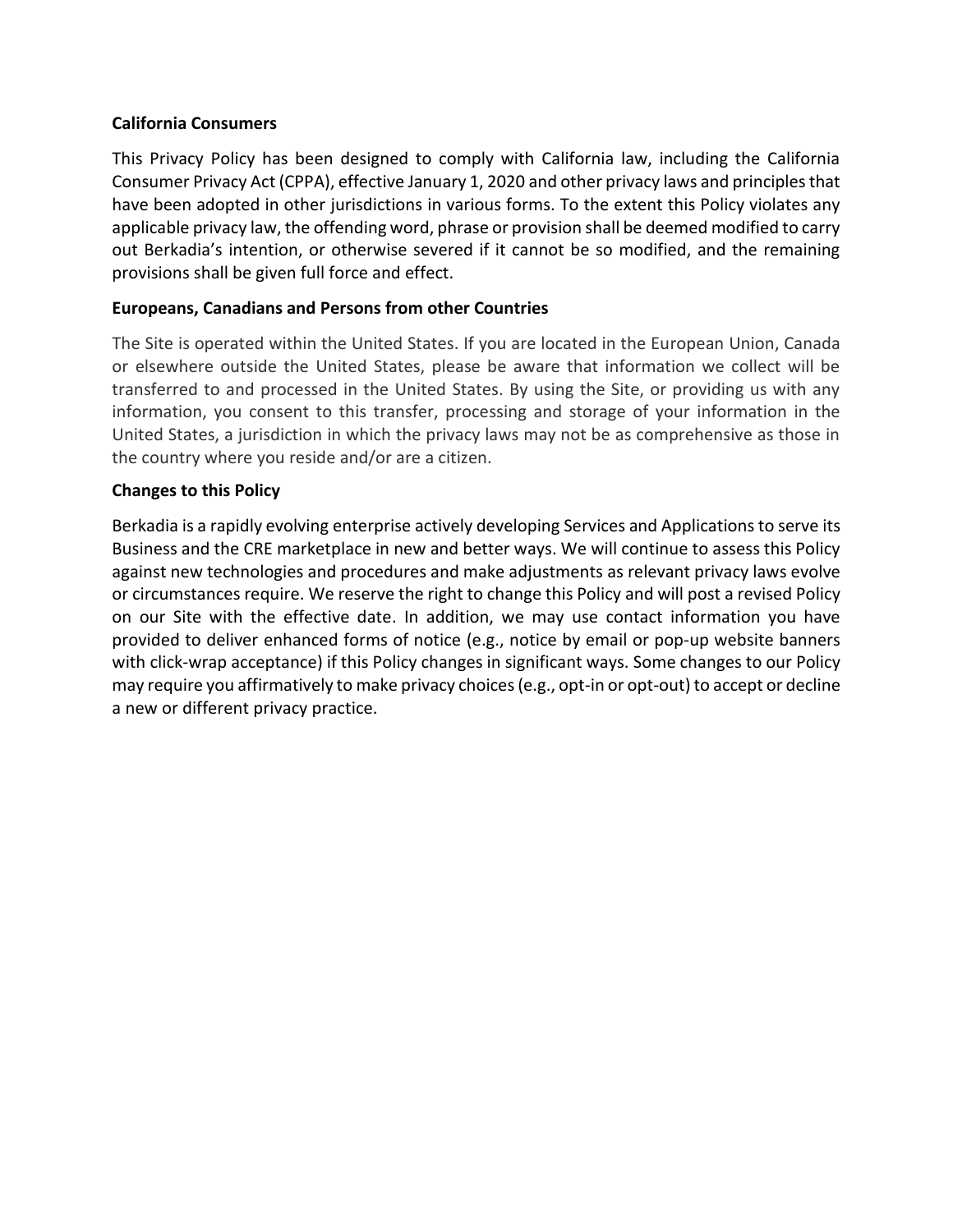**California Consumers**

This Privacy Policy has been designed to comply with California law, including the California Consumer Privacy Act (CPPA), effective January 1, 2020 and other privacy laws and principles that have been adopted in other jurisdictions in various forms. To the extent this Policy violates any applicable privacy law, the offending word, phrase or provision shall be deemed modified to carry out Berkadia's intention, or otherwise severed if it cannot be so modified, and the remaining provisions shall be given full force and effect.

**Europeans, Canadians and Persons from other Countries**

The Site is operated within the United States. If you are located in the European Union, Canada or elsewhere outside the United States, please be aware that information we collect will be transferred to and processed in the United States. By using the Site, or providing us with any information, you consent to this transfer, processing and storage of your information in the United States, a jurisdiction in which the privacy laws may not be as comprehensive as those in the country where you reside and/or are a citizen.

**Changes to this Policy**

Berkadia is a rapidly evolving enterprise actively developing Services and Applications to serve its Business and the CRE marketplace in new and better ways. We will continue to assess this Policy against new technologies and procedures and make adjustments as relevant privacy laws evolve or circumstances require. We reserve the right to change this Policy and will post a revised Policy on our Site with the effective date. In addition, we may use contact information you have provided to deliver enhanced forms of notice (e.g., notice by email or pop-up website banners with click-wrap acceptance) if this Policy changes in significant ways. Some changes to our Policy may require you affirmatively to make privacy choices (e.g., opt-in or opt-out) to accept or decline a new or different privacy practice.